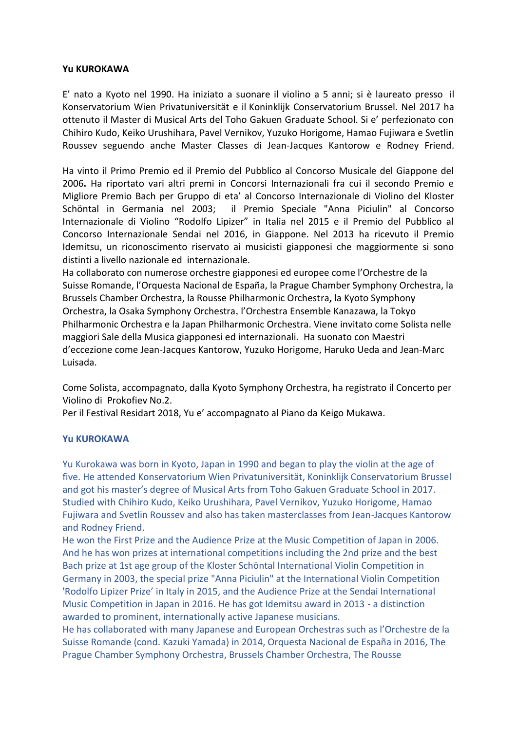**Yu KUROKAWA**

E' nato a Kyoto nel 1990. Ha iniziato a suonare il violino a 5 anni; si è laureato presso il Konservatorium Wien Privatuniversität e il Koninklijk Conservatorium Brussel. Nel 2017 ha ottenuto il Master di Musical Arts del Toho Gakuen Graduate School. Si e' perfezionato con Chihiro Kudo, Keiko Urushihara, Pavel Vernikov, Yuzuko Horigome, Hamao Fujiwara e Svetlin Roussev seguendo anche Master Classes di Jean-Jacques Kantorow e Rodney Friend.

Ha vinto il Primo Premio ed il Premio del Pubblico al Concorso Musicale del Giappone del 2006**.** Ha riportato vari altri premi in Concorsi Internazionali fra cui il secondo Premio e Migliore Premio Bach per Gruppo di eta' al Concorso Internazionale di Violino del Kloster Schöntal in Germania nel 2003; il Premio Speciale "Anna Piciulin" al Concorso Internazionale di Violino "Rodolfo Lipizer" in Italia nel 2015 e il Premio del Pubblico al Concorso Internazionale Sendai nel 2016, in Giappone. Nel 2013 ha ricevuto il Premio Idemitsu, un riconoscimento riservato ai musicisti giapponesi che maggiormente si sono distinti a livello nazionale ed internazionale.
Ha collaborato con numerose orchestre giapponesi ed europee come l'Orchestre de la Suisse Romande, l'Orquesta Nacional de España, la Prague Chamber Symphony Orchestra, la Brussels Chamber Orchestra, la Rousse Philharmonic Orchestra**,** la Kyoto Symphony Orchestra, la Osaka Symphony Orchestra, l'Orchestra Ensemble Kanazawa, la Tokyo Philharmonic Orchestra e la Japan Philharmonic Orchestra. Viene invitato come Solista nelle maggiori Sale della Musica giapponesi ed internazionali. Ha suonato con Maestri d'eccezione come Jean-Jacques Kantorow, Yuzuko Horigome, Haruko Ueda and Jean-Marc Luisada.

Come Solista, accompagnato, dalla Kyoto Symphony Orchestra, ha registrato il Concerto per Violino di Prokofiev No.2.
Per il Festival Residart 2018, Yu e' accompagnato al Piano da Keigo Mukawa.

**Yu KUROKAWA**

Yu Kurokawa was born in Kyoto, Japan in 1990 and began to play the violin at the age of five. He attended Konservatorium Wien Privatuniversität, Koninklijk Conservatorium Brussel and got his master's degree of Musical Arts from Toho Gakuen Graduate School in 2017. Studied with Chihiro Kudo, Keiko Urushihara, Pavel Vernikov, Yuzuko Horigome, Hamao Fujiwara and Svetlin Roussev and also has taken masterclasses from Jean-Jacques Kantorow and Rodney Friend.
He won the First Prize and the Audience Prize at the Music Competition of Japan in 2006. And he has won prizes at international competitions including the 2nd prize and the best Bach prize at 1st age group of the Kloster Schöntal International Violin Competition in Germany in 2003, the special prize "Anna Piciulin" at the International Violin Competition 'Rodolfo Lipizer Prize' in Italy in 2015, and the Audience Prize at the Sendai International Music Competition in Japan in 2016. He has got Idemitsu award in 2013 - a distinction awarded to prominent, internationally active Japanese musicians.
He has collaborated with many Japanese and European Orchestras such as l'Orchestre de la Suisse Romande (cond. Kazuki Yamada) in 2014, Orquesta Nacional de España in 2016, The Prague Chamber Symphony Orchestra, Brussels Chamber Orchestra, The Rousse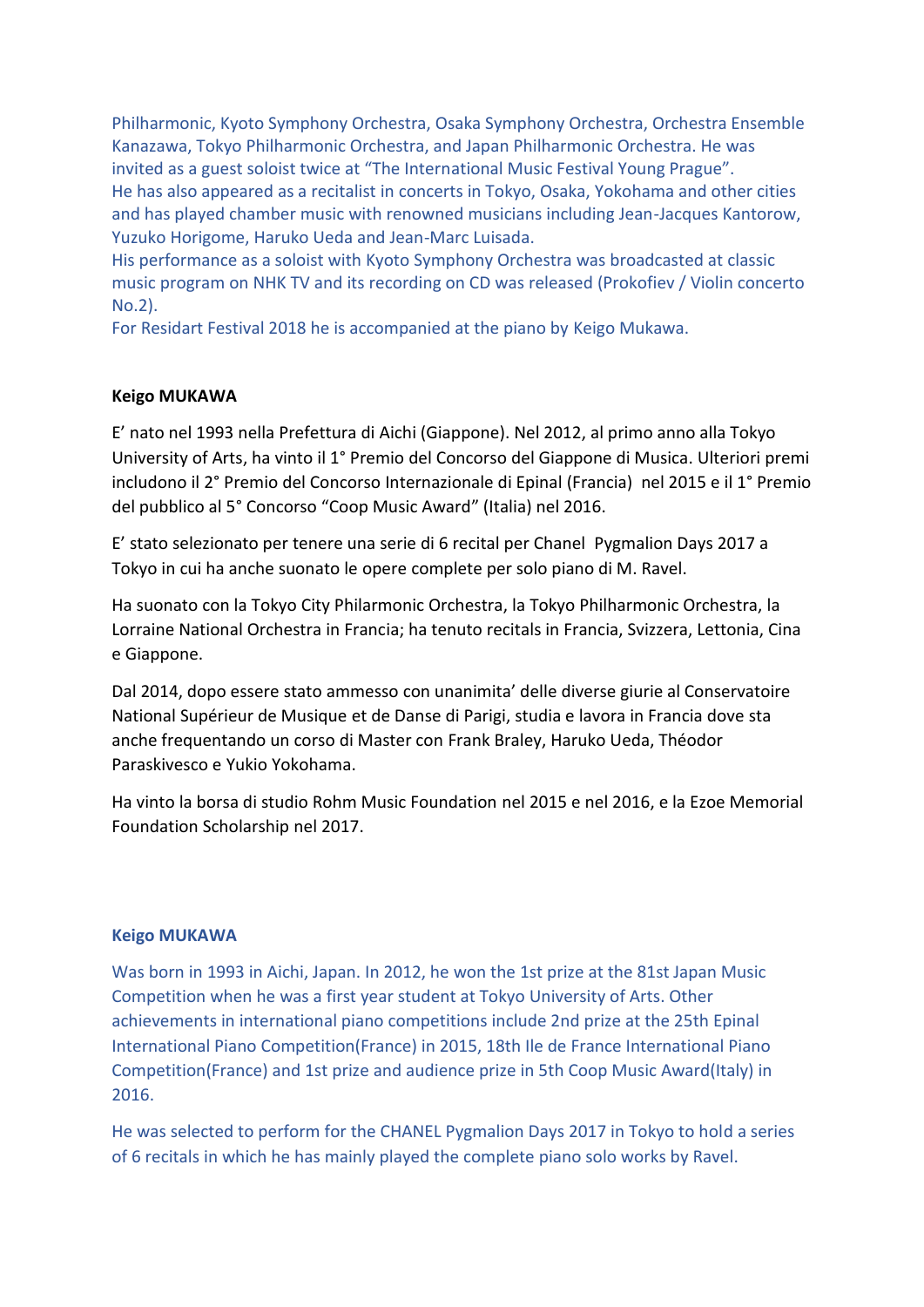Philharmonic, Kyoto Symphony Orchestra, Osaka Symphony Orchestra, Orchestra Ensemble Kanazawa, Tokyo Philharmonic Orchestra, and Japan Philharmonic Orchestra. He was invited as a guest soloist twice at “The International Music Festival Young Prague”.
He has also appeared as a recitalist in concerts in Tokyo, Osaka, Yokohama and other cities and has played chamber music with renowned musicians including Jean-Jacques Kantorow, Yuzuko Horigome, Haruko Ueda and Jean-Marc Luisada.
His performance as a soloist with Kyoto Symphony Orchestra was broadcasted at classic music program on NHK TV and its recording on CD was released (Prokofiev / Violin concerto No.2).
For Residart Festival 2018 he is accompanied at the piano by Keigo Mukawa.

**Keigo MUKAWA**

E’ nato nel 1993 nella Prefettura di Aichi (Giappone). Nel 2012, al primo anno alla Tokyo University of Arts, ha vinto il 1° Premio del Concorso del Giappone di Musica. Ulteriori premi includono il 2° Premio del Concorso Internazionale di Epinal (Francia) nel 2015 e il 1° Premio del pubblico al 5° Concorso “Coop Music Award” (Italia) nel 2016.

E’ stato selezionato per tenere una serie di 6 recital per Chanel Pygmalion Days 2017 a Tokyo in cui ha anche suonato le opere complete per solo piano di M. Ravel.

Ha suonato con la Tokyo City Philharmonic Orchestra, la Tokyo Philharmonic Orchestra, la Lorraine National Orchestra in Francia; ha tenuto recitals in Francia, Svizzera, Lettonia, Cina e Giappone.

Dal 2014, dopo essere stato ammesso con unanimita’ delle diverse giurie al Conservatoire National Supérieur de Musique et de Danse di Parigi, studia e lavora in Francia dove sta anche frequentando un corso di Master con Frank Braley, Haruko Ueda, Théodor Paraskivesco e Yukio Yokohama.

Ha vinto la borsa di studio Rohm Music Foundation nel 2015 e nel 2016, e la Ezoe Memorial Foundation Scholarship nel 2017.

**Keigo MUKAWA**

Was born in 1993 in Aichi, Japan. In 2012, he won the 1st prize at the 81st Japan Music Competition when he was a first year student at Tokyo University of Arts. Other achievements in international piano competitions include 2nd prize at the 25th Epinal International Piano Competition(France) in 2015, 18th Ile de France International Piano Competition(France) and 1st prize and audience prize in 5th Coop Music Award(Italy) in 2016.

He was selected to perform for the CHANEL Pygmalion Days 2017 in Tokyo to hold a series of 6 recitals in which he has mainly played the complete piano solo works by Ravel.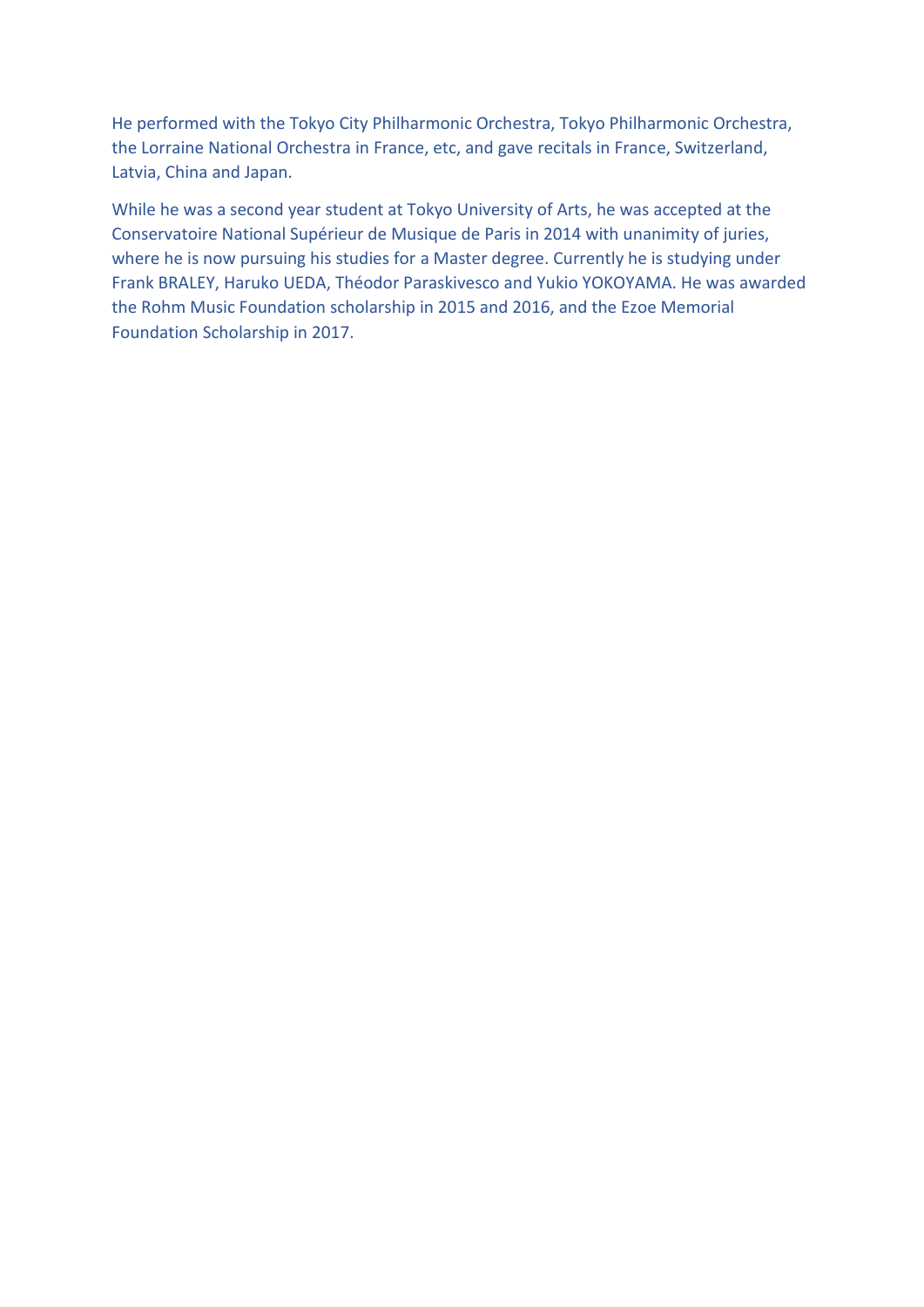He performed with the Tokyo City Philharmonic Orchestra, Tokyo Philharmonic Orchestra, the Lorraine National Orchestra in France, etc, and gave recitals in France, Switzerland, Latvia, China and Japan.

While he was a second year student at Tokyo University of Arts, he was accepted at the Conservatoire National Supérieur de Musique de Paris in 2014 with unanimity of juries, where he is now pursuing his studies for a Master degree. Currently he is studying under Frank BRALEY, Haruko UEDA, Théodor Paraskivesco and Yukio YOKOYAMA. He was awarded the Rohm Music Foundation scholarship in 2015 and 2016, and the Ezoe Memorial Foundation Scholarship in 2017.